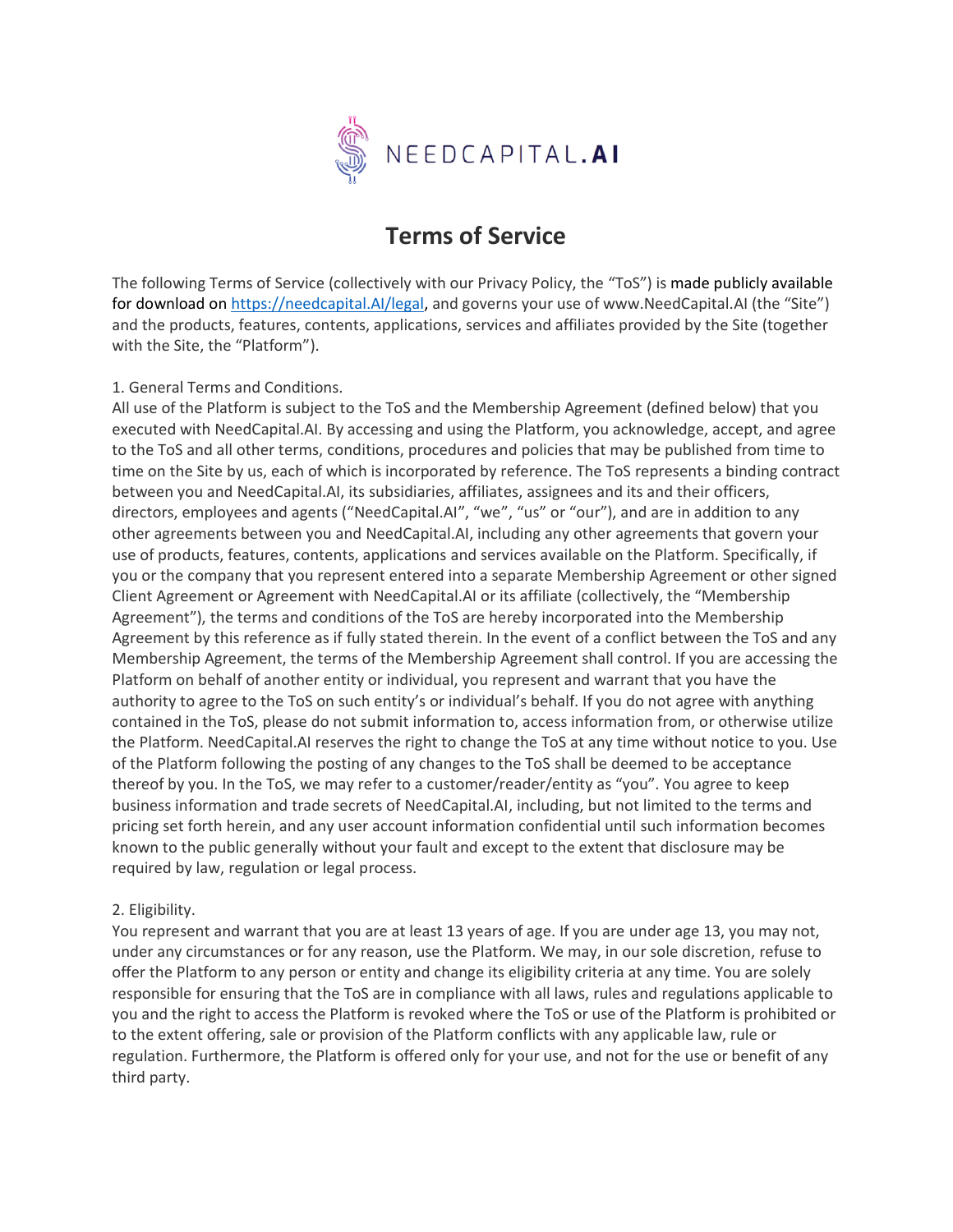NEEDCAPITAL.AI

# Terms of Service

The following Terms of Service (collectively with our Privacy Policy, the "ToS") is made publicly available for download on [https://needcapital.AI/legal](https://needcapital.AI/legal), and governs your use of www.NeedCapital.AI (the "Site") and the products, features, contents, applications, services and affiliates provided by the Site (together with the Site, the "Platform").

1. General Terms and Conditions.
All use of the Platform is subject to the ToS and the Membership Agreement (defined below) that you executed with NeedCapital.AI. By accessing and using the Platform, you acknowledge, accept, and agree to the ToS and all other terms, conditions, procedures and policies that may be published from time to time on the Site by us, each of which is incorporated by reference. The ToS represents a binding contract between you and NeedCapital.AI, its subsidiaries, affiliates, assignees and its and their officers, directors, employees and agents ("NeedCapital.AI", "we", "us" or "our"), and are in addition to any other agreements between you and NeedCapital.AI, including any other agreements that govern your use of products, features, contents, applications and services available on the Platform. Specifically, if you or the company that you represent entered into a separate Membership Agreement or other signed Client Agreement or Agreement with NeedCapital.AI or its affiliate (collectively, the "Membership Agreement"), the terms and conditions of the ToS are hereby incorporated into the Membership Agreement by this reference as if fully stated therein. In the event of a conflict between the ToS and any Membership Agreement, the terms of the Membership Agreement shall control. If you are accessing the Platform on behalf of another entity or individual, you represent and warrant that you have the authority to agree to the ToS on such entity's or individual's behalf. If you do not agree with anything contained in the ToS, please do not submit information to, access information from, or otherwise utilize the Platform. NeedCapital.AI reserves the right to change the ToS at any time without notice to you. Use of the Platform following the posting of any changes to the ToS shall be deemed to be acceptance thereof by you. In the ToS, we may refer to a customer/reader/entity as "you". You agree to keep business information and trade secrets of NeedCapital.AI, including, but not limited to the terms and pricing set forth herein, and any user account information confidential until such information becomes known to the public generally without your fault and except to the extent that disclosure may be required by law, regulation or legal process.

2. Eligibility.
You represent and warrant that you are at least 13 years of age. If you are under age 13, you may not, under any circumstances or for any reason, use the Platform. We may, in our sole discretion, refuse to offer the Platform to any person or entity and change its eligibility criteria at any time. You are solely responsible for ensuring that the ToS are in compliance with all laws, rules and regulations applicable to you and the right to access the Platform is revoked where the ToS or use of the Platform is prohibited or to the extent offering, sale or provision of the Platform conflicts with any applicable law, rule or regulation. Furthermore, the Platform is offered only for your use, and not for the use or benefit of any third party.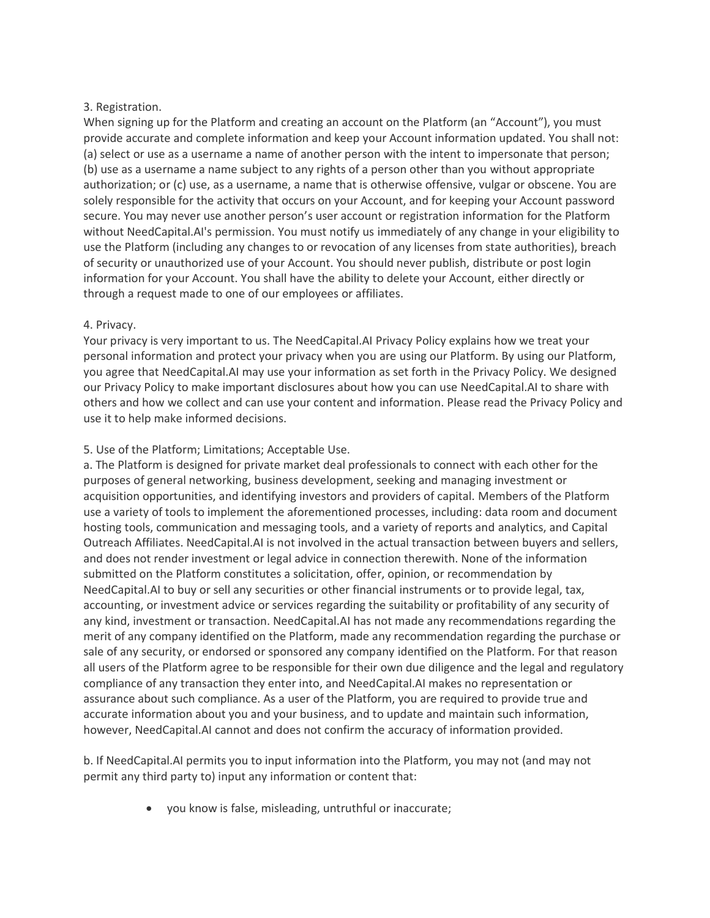3. Registration.

When signing up for the Platform and creating an account on the Platform (an "Account"), you must provide accurate and complete information and keep your Account information updated. You shall not: (a) select or use as a username a name of another person with the intent to impersonate that person; (b) use as a username a name subject to any rights of a person other than you without appropriate authorization; or (c) use, as a username, a name that is otherwise offensive, vulgar or obscene. You are solely responsible for the activity that occurs on your Account, and for keeping your Account password secure. You may never use another person's user account or registration information for the Platform without NeedCapital.AI's permission. You must notify us immediately of any change in your eligibility to use the Platform (including any changes to or revocation of any licenses from state authorities), breach of security or unauthorized use of your Account. You should never publish, distribute or post login information for your Account. You shall have the ability to delete your Account, either directly or through a request made to one of our employees or affiliates.

4. Privacy.

Your privacy is very important to us. The NeedCapital.AI Privacy Policy explains how we treat your personal information and protect your privacy when you are using our Platform. By using our Platform, you agree that NeedCapital.AI may use your information as set forth in the Privacy Policy. We designed our Privacy Policy to make important disclosures about how you can use NeedCapital.AI to share with others and how we collect and can use your content and information. Please read the Privacy Policy and use it to help make informed decisions.

5. Use of the Platform; Limitations; Acceptable Use.

a. The Platform is designed for private market deal professionals to connect with each other for the purposes of general networking, business development, seeking and managing investment or acquisition opportunities, and identifying investors and providers of capital. Members of the Platform use a variety of tools to implement the aforementioned processes, including: data room and document hosting tools, communication and messaging tools, and a variety of reports and analytics, and Capital Outreach Affiliates. NeedCapital.AI is not involved in the actual transaction between buyers and sellers, and does not render investment or legal advice in connection therewith. None of the information submitted on the Platform constitutes a solicitation, offer, opinion, or recommendation by NeedCapital.AI to buy or sell any securities or other financial instruments or to provide legal, tax, accounting, or investment advice or services regarding the suitability or profitability of any security of any kind, investment or transaction. NeedCapital.AI has not made any recommendations regarding the merit of any company identified on the Platform, made any recommendation regarding the purchase or sale of any security, or endorsed or sponsored any company identified on the Platform. For that reason all users of the Platform agree to be responsible for their own due diligence and the legal and regulatory compliance of any transaction they enter into, and NeedCapital.AI makes no representation or assurance about such compliance. As a user of the Platform, you are required to provide true and accurate information about you and your business, and to update and maintain such information, however, NeedCapital.AI cannot and does not confirm the accuracy of information provided.

b. If NeedCapital.AI permits you to input information into the Platform, you may not (and may not permit any third party to) input any information or content that:

- you know is false, misleading, untruthful or inaccurate;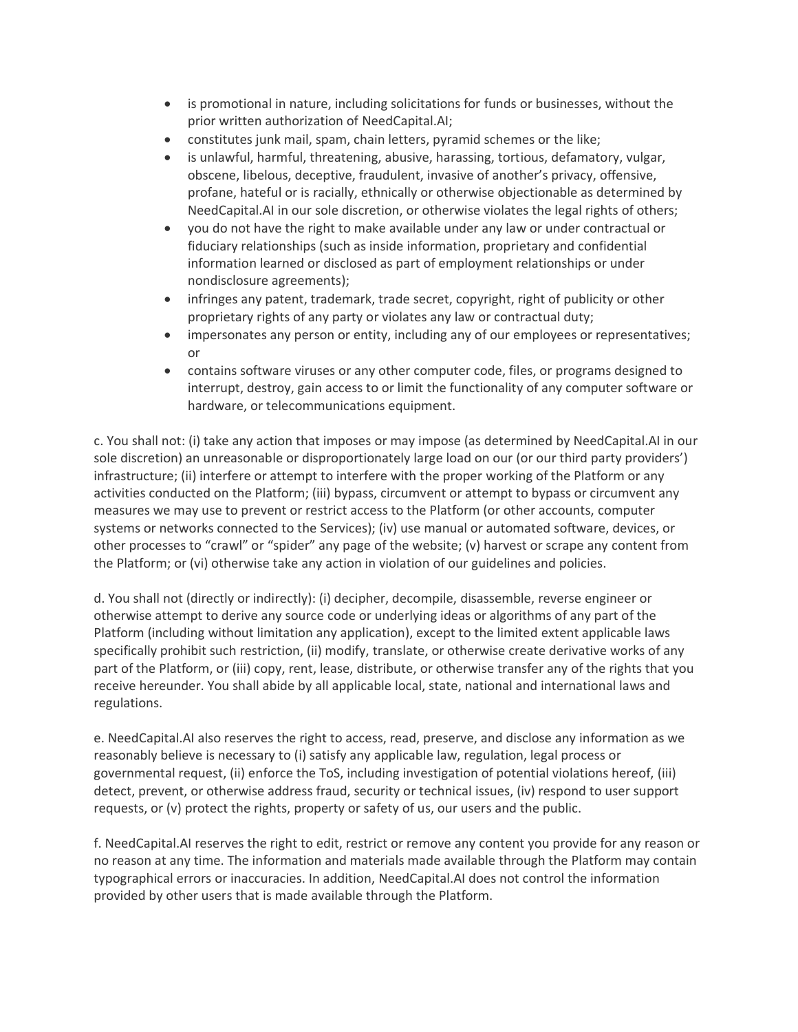- is promotional in nature, including solicitations for funds or businesses, without the prior written authorization of NeedCapital.AI;
- constitutes junk mail, spam, chain letters, pyramid schemes or the like;
- is unlawful, harmful, threatening, abusive, harassing, tortious, defamatory, vulgar, obscene, libelous, deceptive, fraudulent, invasive of another's privacy, offensive, profane, hateful or is racially, ethnically or otherwise objectionable as determined by NeedCapital.AI in our sole discretion, or otherwise violates the legal rights of others;
- you do not have the right to make available under any law or under contractual or fiduciary relationships (such as inside information, proprietary and confidential information learned or disclosed as part of employment relationships or under nondisclosure agreements);
- infringes any patent, trademark, trade secret, copyright, right of publicity or other proprietary rights of any party or violates any law or contractual duty;
- impersonates any person or entity, including any of our employees or representatives; or
- contains software viruses or any other computer code, files, or programs designed to interrupt, destroy, gain access to or limit the functionality of any computer software or hardware, or telecommunications equipment.

c. You shall not: (i) take any action that imposes or may impose (as determined by NeedCapital.AI in our sole discretion) an unreasonable or disproportionately large load on our (or our third party providers') infrastructure; (ii) interfere or attempt to interfere with the proper working of the Platform or any activities conducted on the Platform; (iii) bypass, circumvent or attempt to bypass or circumvent any measures we may use to prevent or restrict access to the Platform (or other accounts, computer systems or networks connected to the Services); (iv) use manual or automated software, devices, or other processes to "crawl" or "spider" any page of the website; (v) harvest or scrape any content from the Platform; or (vi) otherwise take any action in violation of our guidelines and policies.

d. You shall not (directly or indirectly): (i) decipher, decompile, disassemble, reverse engineer or otherwise attempt to derive any source code or underlying ideas or algorithms of any part of the Platform (including without limitation any application), except to the limited extent applicable laws specifically prohibit such restriction, (ii) modify, translate, or otherwise create derivative works of any part of the Platform, or (iii) copy, rent, lease, distribute, or otherwise transfer any of the rights that you receive hereunder. You shall abide by all applicable local, state, national and international laws and regulations.

e. NeedCapital.AI also reserves the right to access, read, preserve, and disclose any information as we reasonably believe is necessary to (i) satisfy any applicable law, regulation, legal process or governmental request, (ii) enforce the ToS, including investigation of potential violations hereof, (iii) detect, prevent, or otherwise address fraud, security or technical issues, (iv) respond to user support requests, or (v) protect the rights, property or safety of us, our users and the public.

f. NeedCapital.AI reserves the right to edit, restrict or remove any content you provide for any reason or no reason at any time. The information and materials made available through the Platform may contain typographical errors or inaccuracies. In addition, NeedCapital.AI does not control the information provided by other users that is made available through the Platform.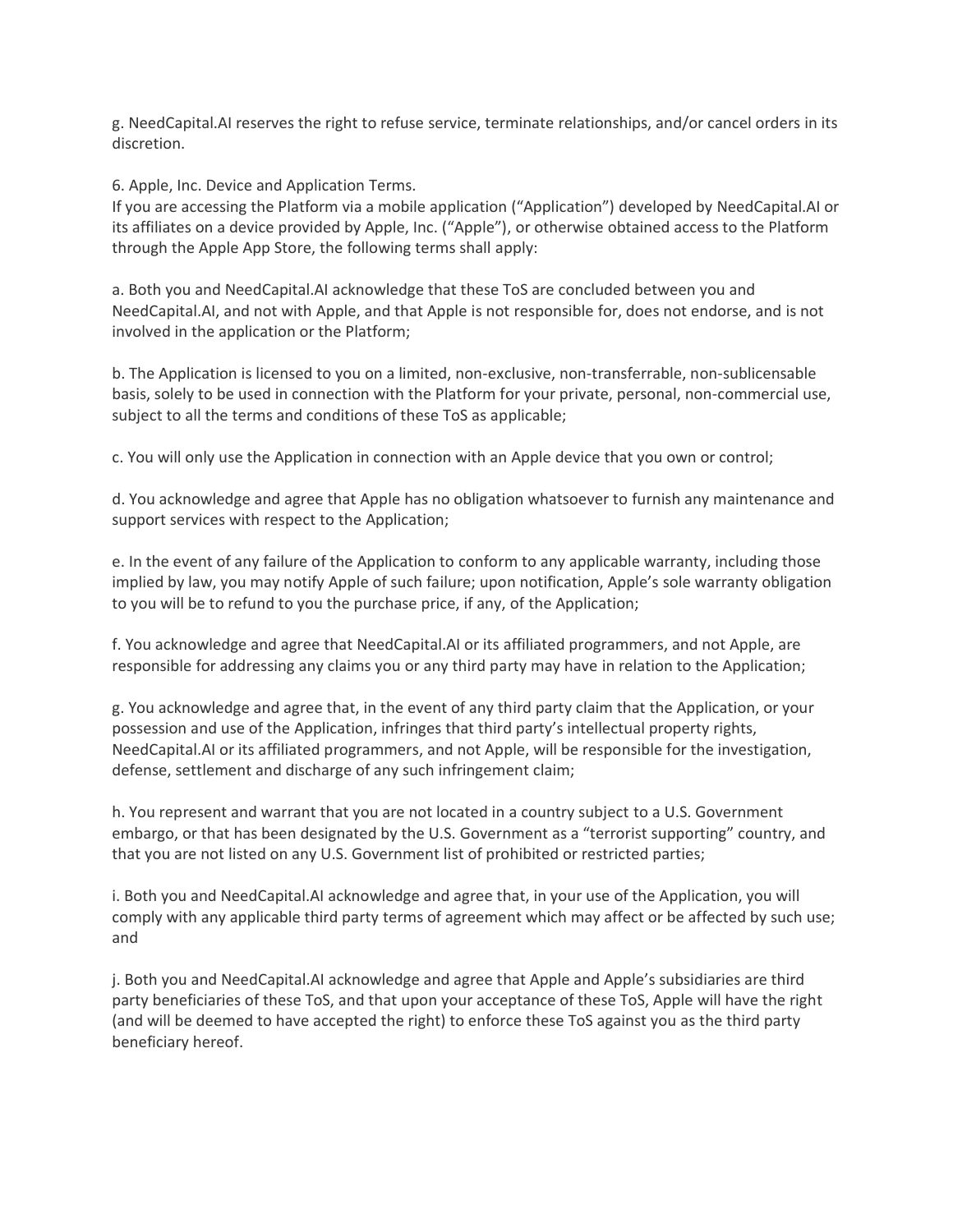g. NeedCapital.AI reserves the right to refuse service, terminate relationships, and/or cancel orders in its discretion.

6. Apple, Inc. Device and Application Terms.
If you are accessing the Platform via a mobile application ("Application") developed by NeedCapital.AI or its affiliates on a device provided by Apple, Inc. ("Apple"), or otherwise obtained access to the Platform through the Apple App Store, the following terms shall apply:

a. Both you and NeedCapital.AI acknowledge that these ToS are concluded between you and NeedCapital.AI, and not with Apple, and that Apple is not responsible for, does not endorse, and is not involved in the application or the Platform;

b. The Application is licensed to you on a limited, non-exclusive, non-transferrable, non-sublicensable basis, solely to be used in connection with the Platform for your private, personal, non-commercial use, subject to all the terms and conditions of these ToS as applicable;

c. You will only use the Application in connection with an Apple device that you own or control;

d. You acknowledge and agree that Apple has no obligation whatsoever to furnish any maintenance and support services with respect to the Application;

e. In the event of any failure of the Application to conform to any applicable warranty, including those implied by law, you may notify Apple of such failure; upon notification, Apple's sole warranty obligation to you will be to refund to you the purchase price, if any, of the Application;

f. You acknowledge and agree that NeedCapital.AI or its affiliated programmers, and not Apple, are responsible for addressing any claims you or any third party may have in relation to the Application;

g. You acknowledge and agree that, in the event of any third party claim that the Application, or your possession and use of the Application, infringes that third party's intellectual property rights, NeedCapital.AI or its affiliated programmers, and not Apple, will be responsible for the investigation, defense, settlement and discharge of any such infringement claim;

h. You represent and warrant that you are not located in a country subject to a U.S. Government embargo, or that has been designated by the U.S. Government as a "terrorist supporting" country, and that you are not listed on any U.S. Government list of prohibited or restricted parties;

i. Both you and NeedCapital.AI acknowledge and agree that, in your use of the Application, you will comply with any applicable third party terms of agreement which may affect or be affected by such use; and

j. Both you and NeedCapital.AI acknowledge and agree that Apple and Apple's subsidiaries are third party beneficiaries of these ToS, and that upon your acceptance of these ToS, Apple will have the right (and will be deemed to have accepted the right) to enforce these ToS against you as the third party beneficiary hereof.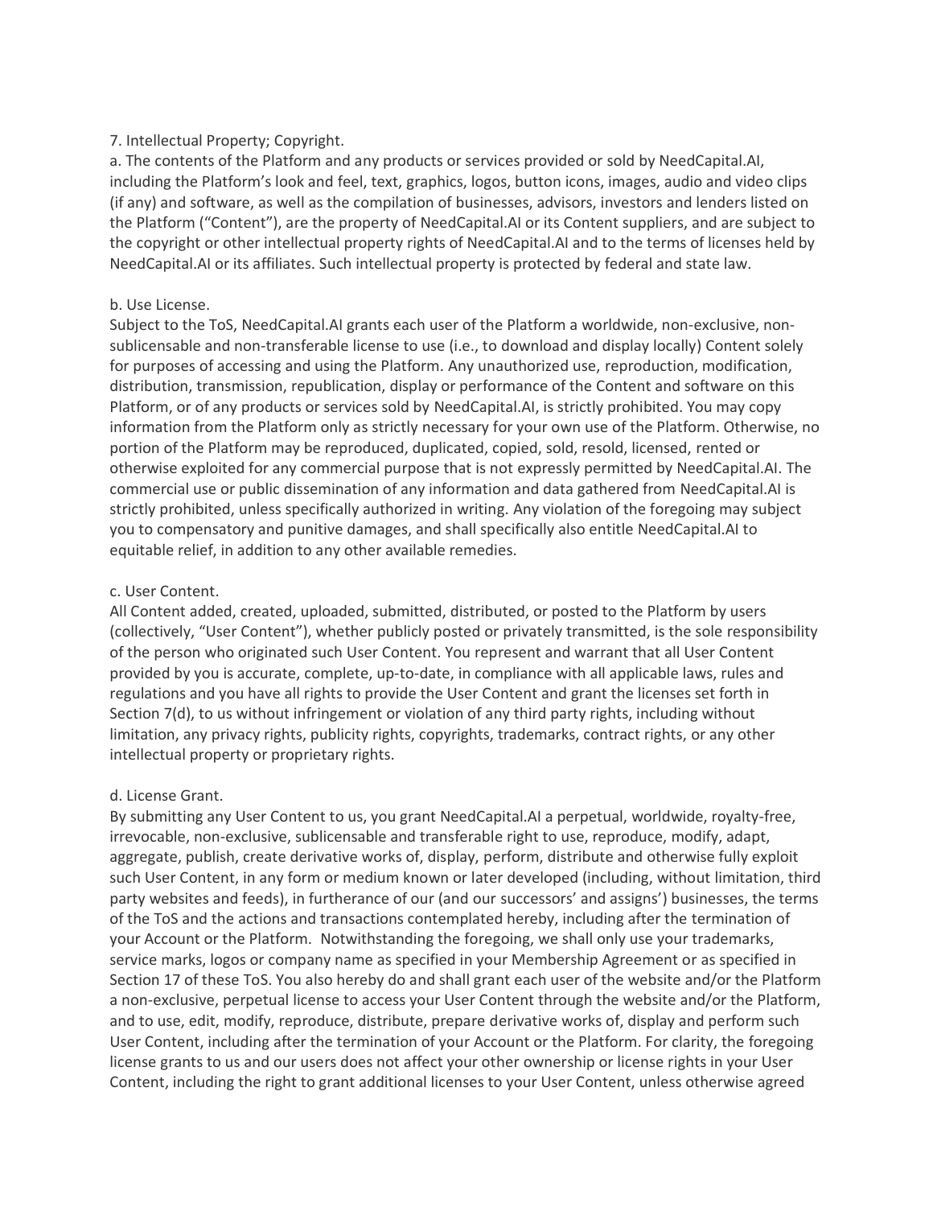7. Intellectual Property; Copyright.

a. The contents of the Platform and any products or services provided or sold by NeedCapital.AI, including the Platform's look and feel, text, graphics, logos, button icons, images, audio and video clips (if any) and software, as well as the compilation of businesses, advisors, investors and lenders listed on the Platform ("Content"), are the property of NeedCapital.AI or its Content suppliers, and are subject to the copyright or other intellectual property rights of NeedCapital.AI and to the terms of licenses held by NeedCapital.AI or its affiliates. Such intellectual property is protected by federal and state law.

b. Use License.

Subject to the ToS, NeedCapital.AI grants each user of the Platform a worldwide, non-exclusive, non-sublicensable and non-transferable license to use (i.e., to download and display locally) Content solely for purposes of accessing and using the Platform. Any unauthorized use, reproduction, modification, distribution, transmission, republication, display or performance of the Content and software on this Platform, or of any products or services sold by NeedCapital.AI, is strictly prohibited. You may copy information from the Platform only as strictly necessary for your own use of the Platform. Otherwise, no portion of the Platform may be reproduced, duplicated, copied, sold, resold, licensed, rented or otherwise exploited for any commercial purpose that is not expressly permitted by NeedCapital.AI. The commercial use or public dissemination of any information and data gathered from NeedCapital.AI is strictly prohibited, unless specifically authorized in writing. Any violation of the foregoing may subject you to compensatory and punitive damages, and shall specifically also entitle NeedCapital.AI to equitable relief, in addition to any other available remedies.

c. User Content.

All Content added, created, uploaded, submitted, distributed, or posted to the Platform by users (collectively, "User Content"), whether publicly posted or privately transmitted, is the sole responsibility of the person who originated such User Content. You represent and warrant that all User Content provided by you is accurate, complete, up-to-date, in compliance with all applicable laws, rules and regulations and you have all rights to provide the User Content and grant the licenses set forth in Section 7(d), to us without infringement or violation of any third party rights, including without limitation, any privacy rights, publicity rights, copyrights, trademarks, contract rights, or any other intellectual property or proprietary rights.

d. License Grant.

By submitting any User Content to us, you grant NeedCapital.AI a perpetual, worldwide, royalty-free, irrevocable, non-exclusive, sublicensable and transferable right to use, reproduce, modify, adapt, aggregate, publish, create derivative works of, display, perform, distribute and otherwise fully exploit such User Content, in any form or medium known or later developed (including, without limitation, third party websites and feeds), in furtherance of our (and our successors' and assigns') businesses, the terms of the ToS and the actions and transactions contemplated hereby, including after the termination of your Account or the Platform. Notwithstanding the foregoing, we shall only use your trademarks, service marks, logos or company name as specified in your Membership Agreement or as specified in Section 17 of these ToS. You also hereby do and shall grant each user of the website and/or the Platform a non-exclusive, perpetual license to access your User Content through the website and/or the Platform, and to use, edit, modify, reproduce, distribute, prepare derivative works of, display and perform such User Content, including after the termination of your Account or the Platform. For clarity, the foregoing license grants to us and our users does not affect your other ownership or license rights in your User Content, including the right to grant additional licenses to your User Content, unless otherwise agreed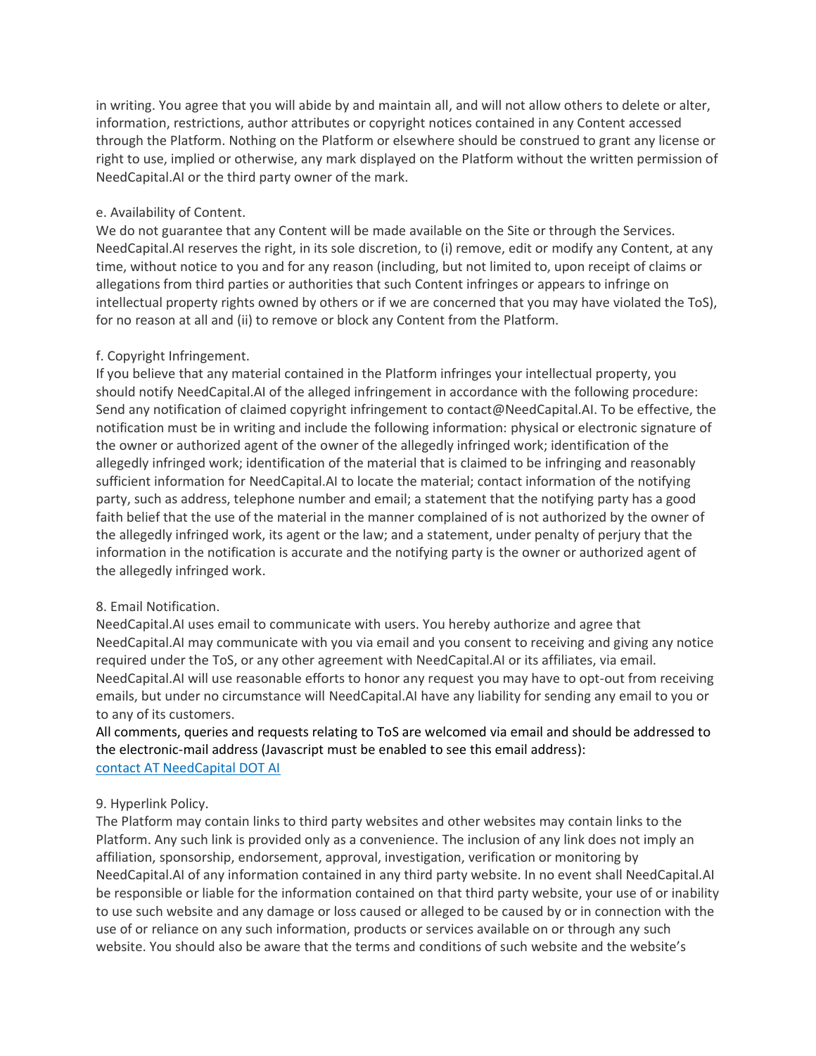in writing. You agree that you will abide by and maintain all, and will not allow others to delete or alter, information, restrictions, author attributes or copyright notices contained in any Content accessed through the Platform. Nothing on the Platform or elsewhere should be construed to grant any license or right to use, implied or otherwise, any mark displayed on the Platform without the written permission of NeedCapital.AI or the third party owner of the mark.

e. Availability of Content.
We do not guarantee that any Content will be made available on the Site or through the Services. NeedCapital.AI reserves the right, in its sole discretion, to (i) remove, edit or modify any Content, at any time, without notice to you and for any reason (including, but not limited to, upon receipt of claims or allegations from third parties or authorities that such Content infringes or appears to infringe on intellectual property rights owned by others or if we are concerned that you may have violated the ToS), for no reason at all and (ii) to remove or block any Content from the Platform.

f. Copyright Infringement.
If you believe that any material contained in the Platform infringes your intellectual property, you should notify NeedCapital.AI of the alleged infringement in accordance with the following procedure: Send any notification of claimed copyright infringement to contact@NeedCapital.AI. To be effective, the notification must be in writing and include the following information: physical or electronic signature of the owner or authorized agent of the owner of the allegedly infringed work; identification of the allegedly infringed work; identification of the material that is claimed to be infringing and reasonably sufficient information for NeedCapital.AI to locate the material; contact information of the notifying party, such as address, telephone number and email; a statement that the notifying party has a good faith belief that the use of the material in the manner complained of is not authorized by the owner of the allegedly infringed work, its agent or the law; and a statement, under penalty of perjury that the information in the notification is accurate and the notifying party is the owner or authorized agent of the allegedly infringed work.

8. Email Notification.
NeedCapital.AI uses email to communicate with users. You hereby authorize and agree that NeedCapital.AI may communicate with you via email and you consent to receiving and giving any notice required under the ToS, or any other agreement with NeedCapital.AI or its affiliates, via email. NeedCapital.AI will use reasonable efforts to honor any request you may have to opt-out from receiving emails, but under no circumstance will NeedCapital.AI have any liability for sending any email to you or to any of its customers.
All comments, queries and requests relating to ToS are welcomed via email and should be addressed to the electronic-mail address (Javascript must be enabled to see this email address):
contact AT NeedCapital DOT AI

9. Hyperlink Policy.
The Platform may contain links to third party websites and other websites may contain links to the Platform. Any such link is provided only as a convenience. The inclusion of any link does not imply an affiliation, sponsorship, endorsement, approval, investigation, verification or monitoring by NeedCapital.AI of any information contained in any third party website. In no event shall NeedCapital.AI be responsible or liable for the information contained on that third party website, your use of or inability to use such website and any damage or loss caused or alleged to be caused by or in connection with the use of or reliance on any such information, products or services available on or through any such website. You should also be aware that the terms and conditions of such website and the website's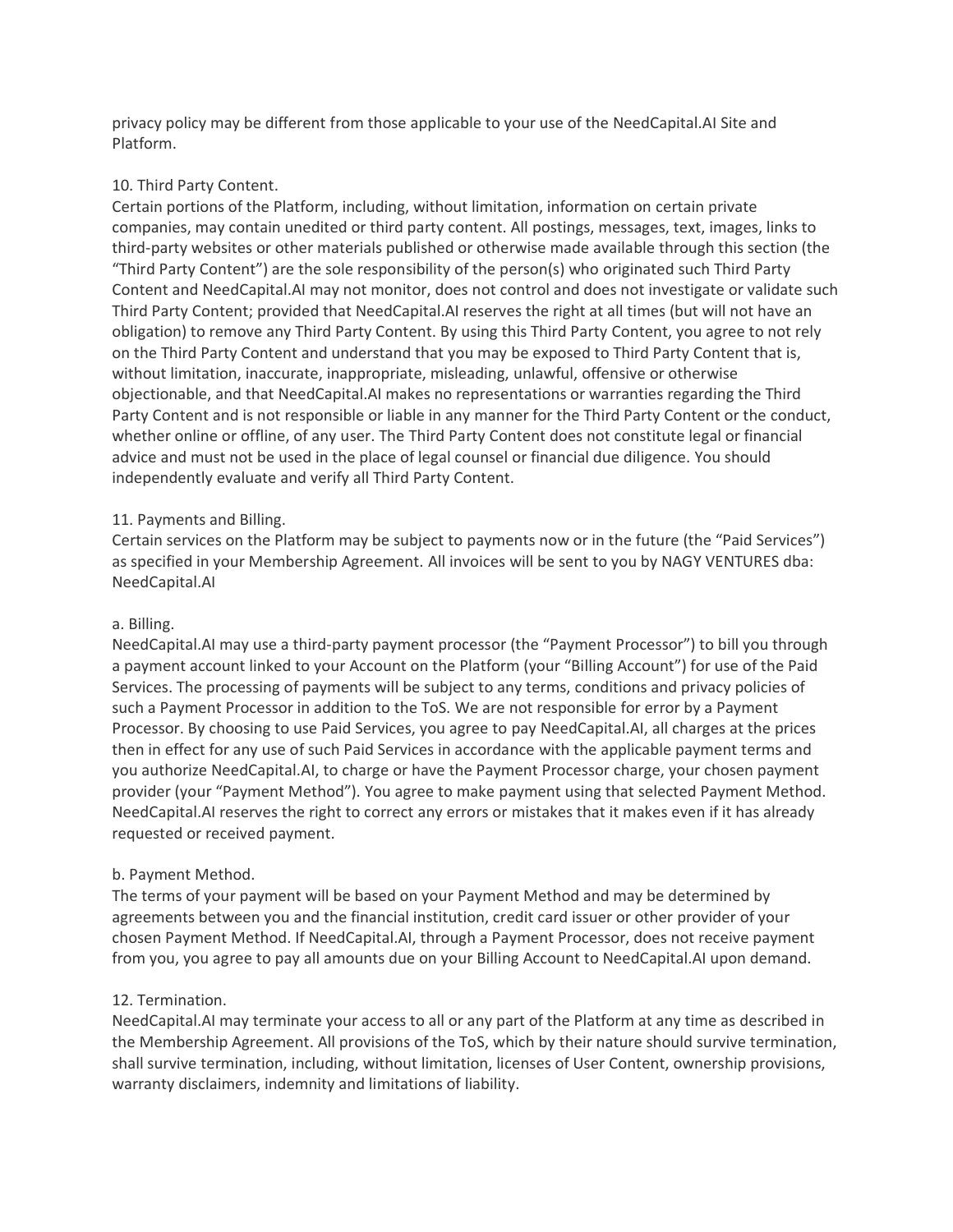privacy policy may be different from those applicable to your use of the NeedCapital.AI Site and Platform.

## 10. Third Party Content.

Certain portions of the Platform, including, without limitation, information on certain private companies, may contain unedited or third party content. All postings, messages, text, images, links to third-party websites or other materials published or otherwise made available through this section (the "Third Party Content") are the sole responsibility of the person(s) who originated such Third Party Content and NeedCapital.AI may not monitor, does not control and does not investigate or validate such Third Party Content; provided that NeedCapital.AI reserves the right at all times (but will not have an obligation) to remove any Third Party Content. By using this Third Party Content, you agree to not rely on the Third Party Content and understand that you may be exposed to Third Party Content that is, without limitation, inaccurate, inappropriate, misleading, unlawful, offensive or otherwise objectionable, and that NeedCapital.AI makes no representations or warranties regarding the Third Party Content and is not responsible or liable in any manner for the Third Party Content or the conduct, whether online or offline, of any user. The Third Party Content does not constitute legal or financial advice and must not be used in the place of legal counsel or financial due diligence. You should independently evaluate and verify all Third Party Content.

## 11. Payments and Billing.

Certain services on the Platform may be subject to payments now or in the future (the "Paid Services") as specified in your Membership Agreement. All invoices will be sent to you by NAGY VENTURES dba: NeedCapital.AI

### a. Billing.

NeedCapital.AI may use a third-party payment processor (the "Payment Processor") to bill you through a payment account linked to your Account on the Platform (your "Billing Account") for use of the Paid Services. The processing of payments will be subject to any terms, conditions and privacy policies of such a Payment Processor in addition to the ToS. We are not responsible for error by a Payment Processor. By choosing to use Paid Services, you agree to pay NeedCapital.AI, all charges at the prices then in effect for any use of such Paid Services in accordance with the applicable payment terms and you authorize NeedCapital.AI, to charge or have the Payment Processor charge, your chosen payment provider (your "Payment Method"). You agree to make payment using that selected Payment Method. NeedCapital.AI reserves the right to correct any errors or mistakes that it makes even if it has already requested or received payment.

### b. Payment Method.

The terms of your payment will be based on your Payment Method and may be determined by agreements between you and the financial institution, credit card issuer or other provider of your chosen Payment Method. If NeedCapital.AI, through a Payment Processor, does not receive payment from you, you agree to pay all amounts due on your Billing Account to NeedCapital.AI upon demand.

## 12. Termination.

NeedCapital.AI may terminate your access to all or any part of the Platform at any time as described in the Membership Agreement. All provisions of the ToS, which by their nature should survive termination, shall survive termination, including, without limitation, licenses of User Content, ownership provisions, warranty disclaimers, indemnity and limitations of liability.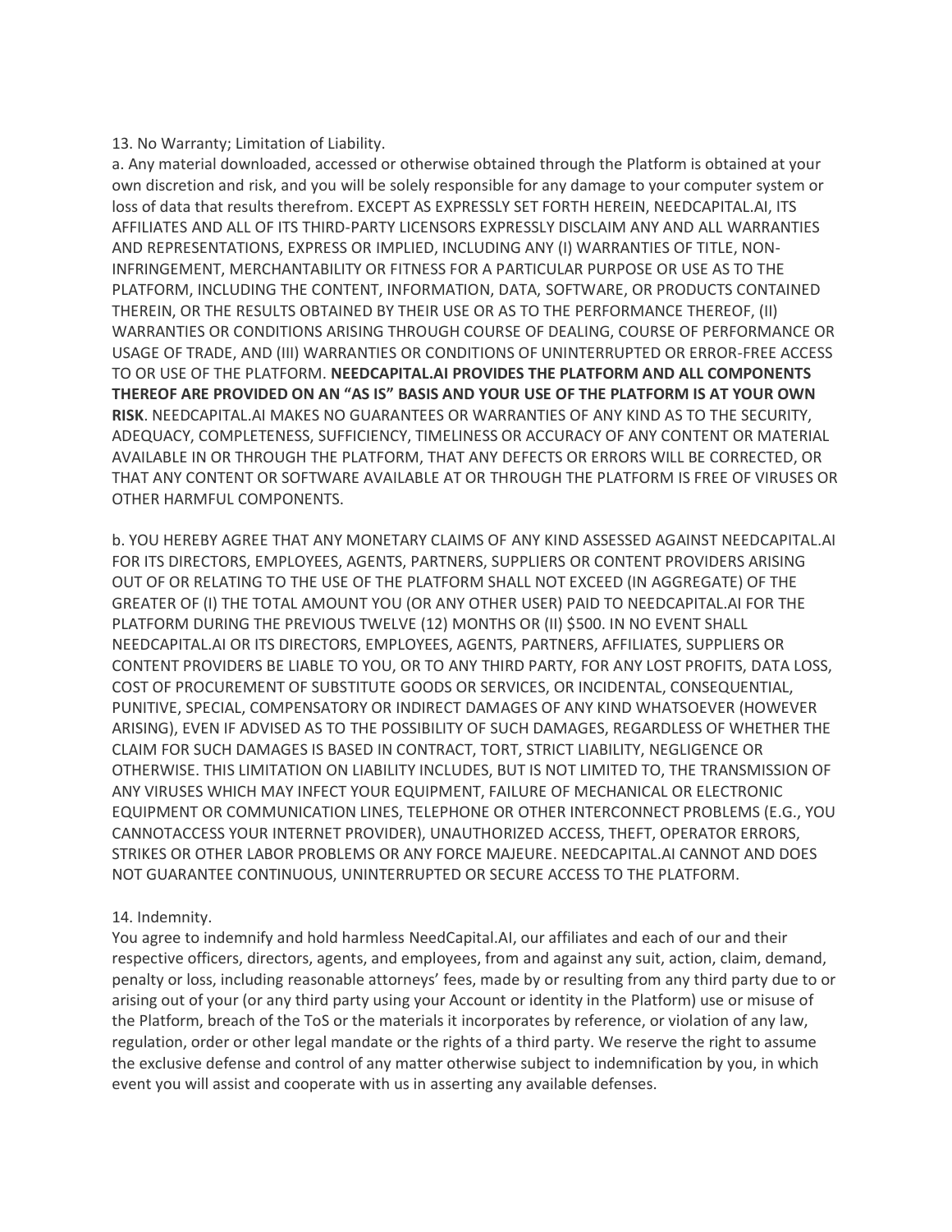13. No Warranty; Limitation of Liability.

a. Any material downloaded, accessed or otherwise obtained through the Platform is obtained at your own discretion and risk, and you will be solely responsible for any damage to your computer system or loss of data that results therefrom. EXCEPT AS EXPRESSLY SET FORTH HEREIN, NEEDCAPITAL.AI, ITS AFFILIATES AND ALL OF ITS THIRD-PARTY LICENSORS EXPRESSLY DISCLAIM ANY AND ALL WARRANTIES AND REPRESENTATIONS, EXPRESS OR IMPLIED, INCLUDING ANY (I) WARRANTIES OF TITLE, NON-INFRINGEMENT, MERCHANTABILITY OR FITNESS FOR A PARTICULAR PURPOSE OR USE AS TO THE PLATFORM, INCLUDING THE CONTENT, INFORMATION, DATA, SOFTWARE, OR PRODUCTS CONTAINED THEREIN, OR THE RESULTS OBTAINED BY THEIR USE OR AS TO THE PERFORMANCE THEREOF, (II) WARRANTIES OR CONDITIONS ARISING THROUGH COURSE OF DEALING, COURSE OF PERFORMANCE OR USAGE OF TRADE, AND (III) WARRANTIES OR CONDITIONS OF UNINTERRUPTED OR ERROR-FREE ACCESS TO OR USE OF THE PLATFORM. **NEEDCAPITAL.AI PROVIDES THE PLATFORM AND ALL COMPONENTS THEREOF ARE PROVIDED ON AN "AS IS" BASIS AND YOUR USE OF THE PLATFORM IS AT YOUR OWN RISK**. NEEDCAPITAL.AI MAKES NO GUARANTEES OR WARRANTIES OF ANY KIND AS TO THE SECURITY, ADEQUACY, COMPLETENESS, SUFFICIENCY, TIMELINESS OR ACCURACY OF ANY CONTENT OR MATERIAL AVAILABLE IN OR THROUGH THE PLATFORM, THAT ANY DEFECTS OR ERRORS WILL BE CORRECTED, OR THAT ANY CONTENT OR SOFTWARE AVAILABLE AT OR THROUGH THE PLATFORM IS FREE OF VIRUSES OR OTHER HARMFUL COMPONENTS.

b. YOU HEREBY AGREE THAT ANY MONETARY CLAIMS OF ANY KIND ASSESSED AGAINST NEEDCAPITAL.AI FOR ITS DIRECTORS, EMPLOYEES, AGENTS, PARTNERS, SUPPLIERS OR CONTENT PROVIDERS ARISING OUT OF OR RELATING TO THE USE OF THE PLATFORM SHALL NOT EXCEED (IN AGGREGATE) OF THE GREATER OF (I) THE TOTAL AMOUNT YOU (OR ANY OTHER USER) PAID TO NEEDCAPITAL.AI FOR THE PLATFORM DURING THE PREVIOUS TWELVE (12) MONTHS OR (II) $500. IN NO EVENT SHALL NEEDCAPITAL.AI OR ITS DIRECTORS, EMPLOYEES, AGENTS, PARTNERS, AFFILIATES, SUPPLIERS OR CONTENT PROVIDERS BE LIABLE TO YOU, OR TO ANY THIRD PARTY, FOR ANY LOST PROFITS, DATA LOSS, COST OF PROCUREMENT OF SUBSTITUTE GOODS OR SERVICES, OR INCIDENTAL, CONSEQUENTIAL, PUNITIVE, SPECIAL, COMPENSATORY OR INDIRECT DAMAGES OF ANY KIND WHATSOEVER (HOWEVER ARISING), EVEN IF ADVISED AS TO THE POSSIBILITY OF SUCH DAMAGES, REGARDLESS OF WHETHER THE CLAIM FOR SUCH DAMAGES IS BASED IN CONTRACT, TORT, STRICT LIABILITY, NEGLIGENCE OR OTHERWISE. THIS LIMITATION ON LIABILITY INCLUDES, BUT IS NOT LIMITED TO, THE TRANSMISSION OF ANY VIRUSES WHICH MAY INFECT YOUR EQUIPMENT, FAILURE OF MECHANICAL OR ELECTRONIC EQUIPMENT OR COMMUNICATION LINES, TELEPHONE OR OTHER INTERCONNECT PROBLEMS (E.G., YOU CANNOTACCESS YOUR INTERNET PROVIDER), UNAUTHORIZED ACCESS, THEFT, OPERATOR ERRORS, STRIKES OR OTHER LABOR PROBLEMS OR ANY FORCE MAJEURE. NEEDCAPITAL.AI CANNOT AND DOES NOT GUARANTEE CONTINUOUS, UNINTERRUPTED OR SECURE ACCESS TO THE PLATFORM.

14. Indemnity.

You agree to indemnify and hold harmless NeedCapital.AI, our affiliates and each of our and their respective officers, directors, agents, and employees, from and against any suit, action, claim, demand, penalty or loss, including reasonable attorneys' fees, made by or resulting from any third party due to or arising out of your (or any third party using your Account or identity in the Platform) use or misuse of the Platform, breach of the ToS or the materials it incorporates by reference, or violation of any law, regulation, order or other legal mandate or the rights of a third party. We reserve the right to assume the exclusive defense and control of any matter otherwise subject to indemnification by you, in which event you will assist and cooperate with us in asserting any available defenses.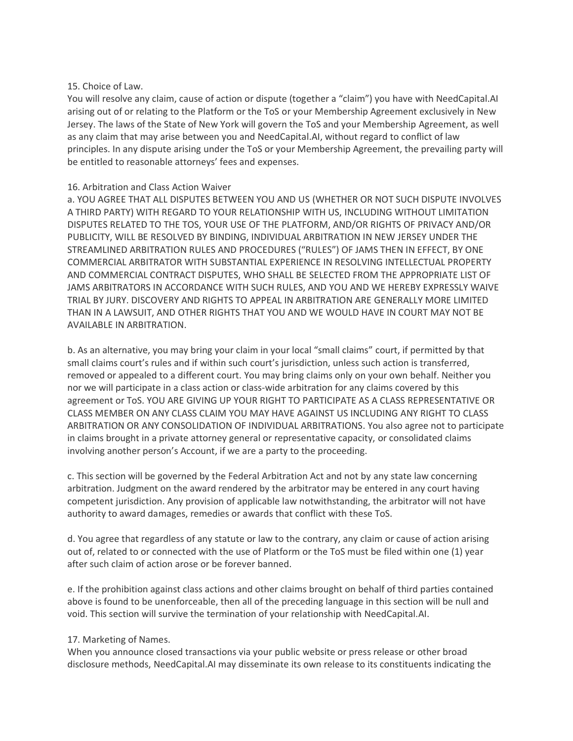15. Choice of Law.

You will resolve any claim, cause of action or dispute (together a "claim") you have with NeedCapital.AI arising out of or relating to the Platform or the ToS or your Membership Agreement exclusively in New Jersey. The laws of the State of New York will govern the ToS and your Membership Agreement, as well as any claim that may arise between you and NeedCapital.AI, without regard to conflict of law principles. In any dispute arising under the ToS or your Membership Agreement, the prevailing party will be entitled to reasonable attorneys' fees and expenses.

16. Arbitration and Class Action Waiver

a. YOU AGREE THAT ALL DISPUTES BETWEEN YOU AND US (WHETHER OR NOT SUCH DISPUTE INVOLVES A THIRD PARTY) WITH REGARD TO YOUR RELATIONSHIP WITH US, INCLUDING WITHOUT LIMITATION DISPUTES RELATED TO THE TOS, YOUR USE OF THE PLATFORM, AND/OR RIGHTS OF PRIVACY AND/OR PUBLICITY, WILL BE RESOLVED BY BINDING, INDIVIDUAL ARBITRATION IN NEW JERSEY UNDER THE STREAMLINED ARBITRATION RULES AND PROCEDURES ("RULES") OF JAMS THEN IN EFFECT, BY ONE COMMERCIAL ARBITRATOR WITH SUBSTANTIAL EXPERIENCE IN RESOLVING INTELLECTUAL PROPERTY AND COMMERCIAL CONTRACT DISPUTES, WHO SHALL BE SELECTED FROM THE APPROPRIATE LIST OF JAMS ARBITRATORS IN ACCORDANCE WITH SUCH RULES, AND YOU AND WE HEREBY EXPRESSLY WAIVE TRIAL BY JURY. DISCOVERY AND RIGHTS TO APPEAL IN ARBITRATION ARE GENERALLY MORE LIMITED THAN IN A LAWSUIT, AND OTHER RIGHTS THAT YOU AND WE WOULD HAVE IN COURT MAY NOT BE AVAILABLE IN ARBITRATION.

b. As an alternative, you may bring your claim in your local "small claims" court, if permitted by that small claims court's rules and if within such court's jurisdiction, unless such action is transferred, removed or appealed to a different court. You may bring claims only on your own behalf. Neither you nor we will participate in a class action or class-wide arbitration for any claims covered by this agreement or ToS. YOU ARE GIVING UP YOUR RIGHT TO PARTICIPATE AS A CLASS REPRESENTATIVE OR CLASS MEMBER ON ANY CLASS CLAIM YOU MAY HAVE AGAINST US INCLUDING ANY RIGHT TO CLASS ARBITRATION OR ANY CONSOLIDATION OF INDIVIDUAL ARBITRATIONS. You also agree not to participate in claims brought in a private attorney general or representative capacity, or consolidated claims involving another person's Account, if we are a party to the proceeding.

c. This section will be governed by the Federal Arbitration Act and not by any state law concerning arbitration. Judgment on the award rendered by the arbitrator may be entered in any court having competent jurisdiction. Any provision of applicable law notwithstanding, the arbitrator will not have authority to award damages, remedies or awards that conflict with these ToS.

d. You agree that regardless of any statute or law to the contrary, any claim or cause of action arising out of, related to or connected with the use of Platform or the ToS must be filed within one (1) year after such claim of action arose or be forever banned.

e. If the prohibition against class actions and other claims brought on behalf of third parties contained above is found to be unenforceable, then all of the preceding language in this section will be null and void. This section will survive the termination of your relationship with NeedCapital.AI.

17. Marketing of Names.

When you announce closed transactions via your public website or press release or other broad disclosure methods, NeedCapital.AI may disseminate its own release to its constituents indicating the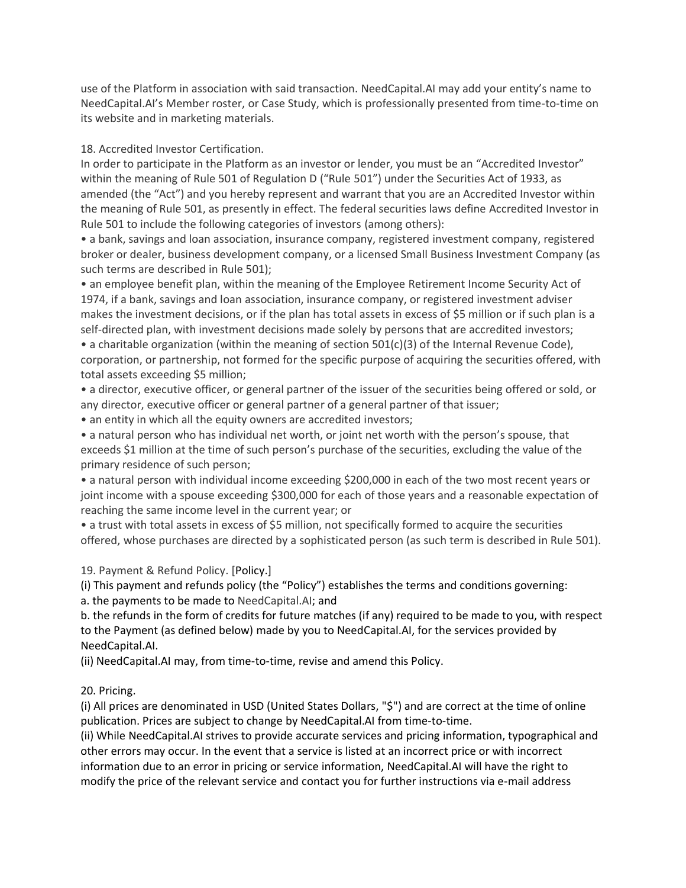use of the Platform in association with said transaction. NeedCapital.AI may add your entity's name to NeedCapital.AI's Member roster, or Case Study, which is professionally presented from time-to-time on its website and in marketing materials.

18. Accredited Investor Certification.
In order to participate in the Platform as an investor or lender, you must be an "Accredited Investor" within the meaning of Rule 501 of Regulation D ("Rule 501") under the Securities Act of 1933, as amended (the "Act") and you hereby represent and warrant that you are an Accredited Investor within the meaning of Rule 501, as presently in effect. The federal securities laws define Accredited Investor in Rule 501 to include the following categories of investors (among others):

- a bank, savings and loan association, insurance company, registered investment company, registered broker or dealer, business development company, or a licensed Small Business Investment Company (as such terms are described in Rule 501);
- an employee benefit plan, within the meaning of the Employee Retirement Income Security Act of 1974, if a bank, savings and loan association, insurance company, or registered investment adviser makes the investment decisions, or if the plan has total assets in excess of $5 million or if such plan is a self-directed plan, with investment decisions made solely by persons that are accredited investors;
- a charitable organization (within the meaning of section 501(c)(3) of the Internal Revenue Code), corporation, or partnership, not formed for the specific purpose of acquiring the securities offered, with total assets exceeding $5 million;
- a director, executive officer, or general partner of the issuer of the securities being offered or sold, or any director, executive officer or general partner of a general partner of that issuer;
- an entity in which all the equity owners are accredited investors;
- a natural person who has individual net worth, or joint net worth with the person's spouse, that exceeds $1 million at the time of such person's purchase of the securities, excluding the value of the primary residence of such person;
- a natural person with individual income exceeding $200,000 in each of the two most recent years or joint income with a spouse exceeding $300,000 for each of those years and a reasonable expectation of reaching the same income level in the current year; or
- a trust with total assets in excess of $5 million, not specifically formed to acquire the securities offered, whose purchases are directed by a sophisticated person (as such term is described in Rule 501).

19. Payment & Refund Policy. [Policy.]
(i) This payment and refunds policy (the "Policy") establishes the terms and conditions governing:
a. the payments to be made to NeedCapital.AI; and
b. the refunds in the form of credits for future matches (if any) required to be made to you, with respect to the Payment (as defined below) made by you to NeedCapital.AI, for the services provided by NeedCapital.AI.
(ii) NeedCapital.AI may, from time-to-time, revise and amend this Policy.

20. Pricing.
(i) All prices are denominated in USD (United States Dollars, "$") and are correct at the time of online publication. Prices are subject to change by NeedCapital.AI from time-to-time.
(ii) While NeedCapital.AI strives to provide accurate services and pricing information, typographical and other errors may occur. In the event that a service is listed at an incorrect price or with incorrect information due to an error in pricing or service information, NeedCapital.AI will have the right to modify the price of the relevant service and contact you for further instructions via e-mail address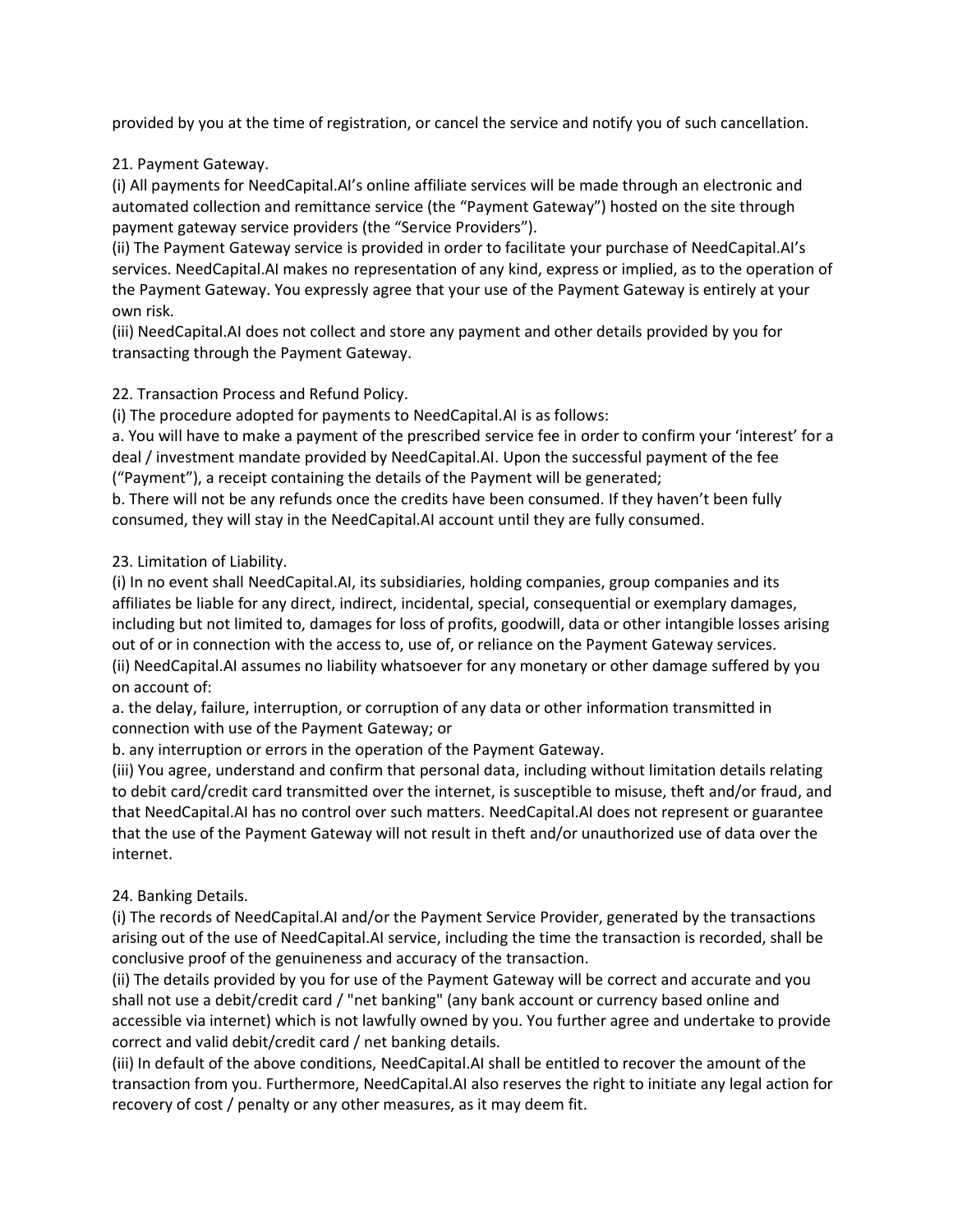provided by you at the time of registration, or cancel the service and notify you of such cancellation.

21. Payment Gateway.
(i) All payments for NeedCapital.AI's online affiliate services will be made through an electronic and automated collection and remittance service (the "Payment Gateway") hosted on the site through payment gateway service providers (the "Service Providers").
(ii) The Payment Gateway service is provided in order to facilitate your purchase of NeedCapital.AI's services. NeedCapital.AI makes no representation of any kind, express or implied, as to the operation of the Payment Gateway. You expressly agree that your use of the Payment Gateway is entirely at your own risk.
(iii) NeedCapital.AI does not collect and store any payment and other details provided by you for transacting through the Payment Gateway.

22. Transaction Process and Refund Policy.
(i) The procedure adopted for payments to NeedCapital.AI is as follows:
a. You will have to make a payment of the prescribed service fee in order to confirm your 'interest' for a deal / investment mandate provided by NeedCapital.AI. Upon the successful payment of the fee ("Payment"), a receipt containing the details of the Payment will be generated;
b. There will not be any refunds once the credits have been consumed. If they haven't been fully consumed, they will stay in the NeedCapital.AI account until they are fully consumed.

23. Limitation of Liability.
(i) In no event shall NeedCapital.AI, its subsidiaries, holding companies, group companies and its affiliates be liable for any direct, indirect, incidental, special, consequential or exemplary damages, including but not limited to, damages for loss of profits, goodwill, data or other intangible losses arising out of or in connection with the access to, use of, or reliance on the Payment Gateway services.
(ii) NeedCapital.AI assumes no liability whatsoever for any monetary or other damage suffered by you on account of:
a. the delay, failure, interruption, or corruption of any data or other information transmitted in connection with use of the Payment Gateway; or
b. any interruption or errors in the operation of the Payment Gateway.
(iii) You agree, understand and confirm that personal data, including without limitation details relating to debit card/credit card transmitted over the internet, is susceptible to misuse, theft and/or fraud, and that NeedCapital.AI has no control over such matters. NeedCapital.AI does not represent or guarantee that the use of the Payment Gateway will not result in theft and/or unauthorized use of data over the internet.

24. Banking Details.
(i) The records of NeedCapital.AI and/or the Payment Service Provider, generated by the transactions arising out of the use of NeedCapital.AI service, including the time the transaction is recorded, shall be conclusive proof of the genuineness and accuracy of the transaction.
(ii) The details provided by you for use of the Payment Gateway will be correct and accurate and you shall not use a debit/credit card / "net banking" (any bank account or currency based online and accessible via internet) which is not lawfully owned by you. You further agree and undertake to provide correct and valid debit/credit card / net banking details.
(iii) In default of the above conditions, NeedCapital.AI shall be entitled to recover the amount of the transaction from you. Furthermore, NeedCapital.AI also reserves the right to initiate any legal action for recovery of cost / penalty or any other measures, as it may deem fit.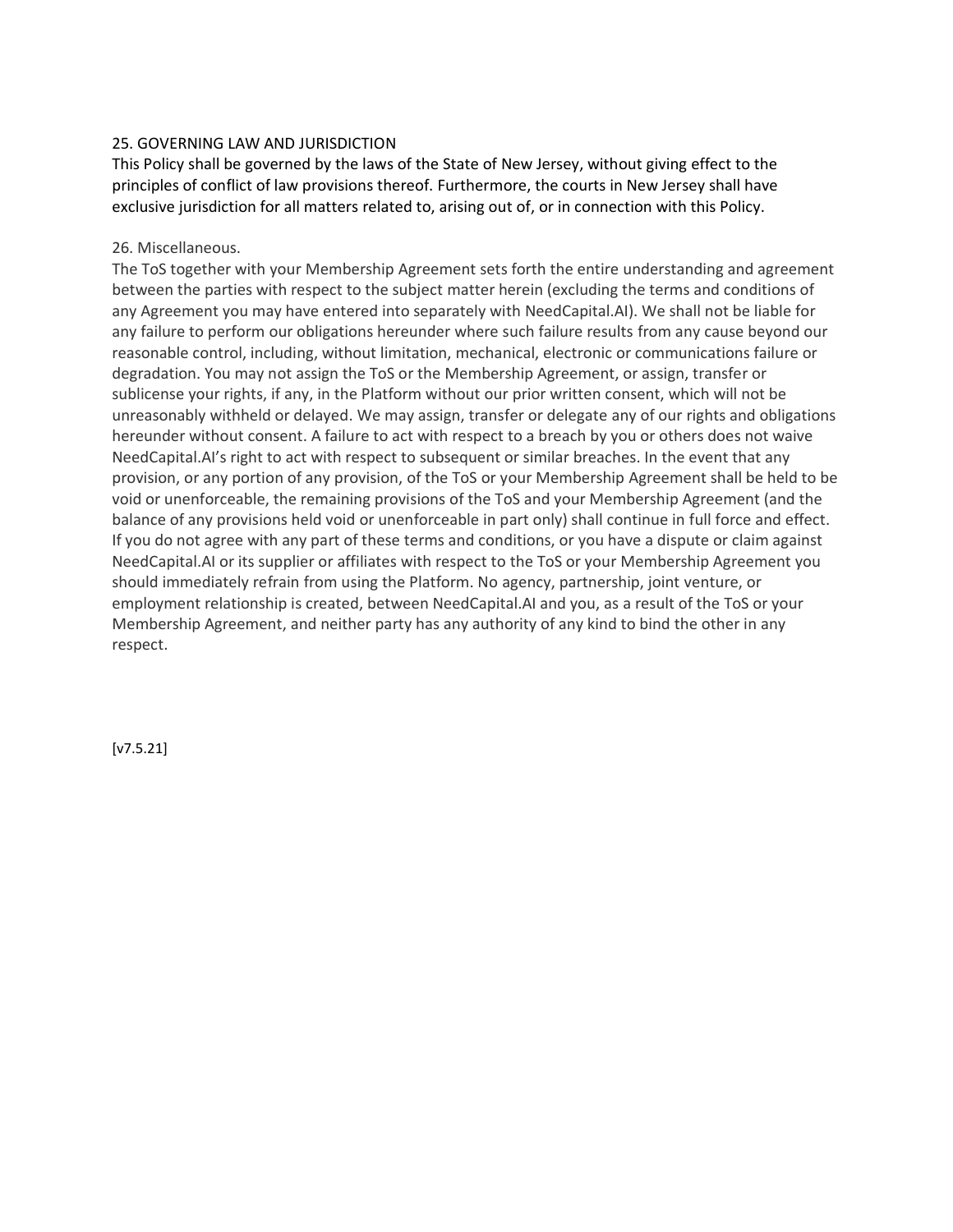## 25. GOVERNING LAW AND JURISDICTION

This Policy shall be governed by the laws of the State of New Jersey, without giving effect to the principles of conflict of law provisions thereof. Furthermore, the courts in New Jersey shall have exclusive jurisdiction for all matters related to, arising out of, or in connection with this Policy.

## 26. Miscellaneous.

The ToS together with your Membership Agreement sets forth the entire understanding and agreement between the parties with respect to the subject matter herein (excluding the terms and conditions of any Agreement you may have entered into separately with NeedCapital.AI). We shall not be liable for any failure to perform our obligations hereunder where such failure results from any cause beyond our reasonable control, including, without limitation, mechanical, electronic or communications failure or degradation. You may not assign the ToS or the Membership Agreement, or assign, transfer or sublicense your rights, if any, in the Platform without our prior written consent, which will not be unreasonably withheld or delayed. We may assign, transfer or delegate any of our rights and obligations hereunder without consent. A failure to act with respect to a breach by you or others does not waive NeedCapital.AI's right to act with respect to subsequent or similar breaches. In the event that any provision, or any portion of any provision, of the ToS or your Membership Agreement shall be held to be void or unenforceable, the remaining provisions of the ToS and your Membership Agreement (and the balance of any provisions held void or unenforceable in part only) shall continue in full force and effect. If you do not agree with any part of these terms and conditions, or you have a dispute or claim against NeedCapital.AI or its supplier or affiliates with respect to the ToS or your Membership Agreement you should immediately refrain from using the Platform. No agency, partnership, joint venture, or employment relationship is created, between NeedCapital.AI and you, as a result of the ToS or your Membership Agreement, and neither party has any authority of any kind to bind the other in any respect.

[v7.5.21]